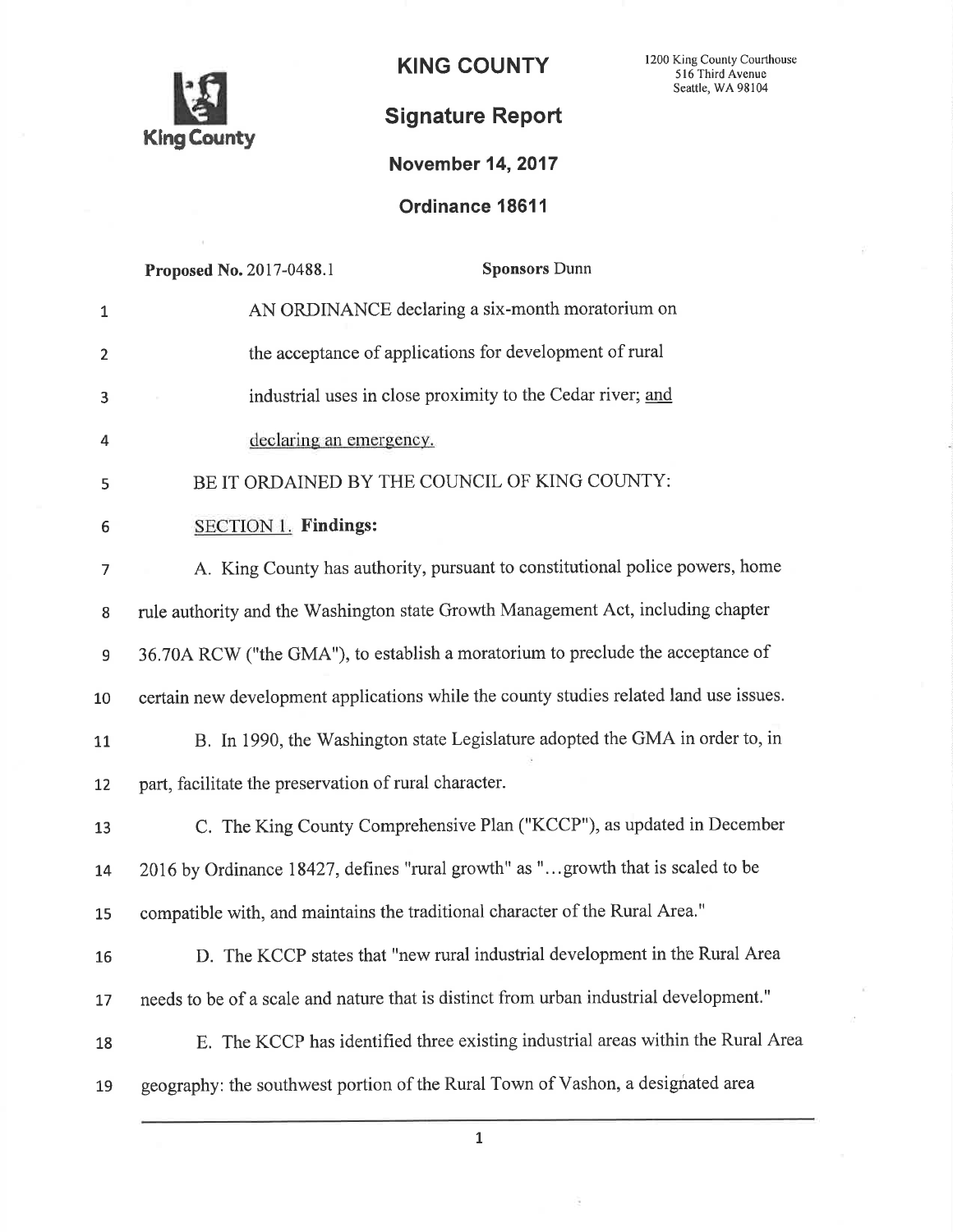**KING COUNTY**

1200 King County Courthouse
516 Third Avenue
Seattle, WA 98104

King County

# Signature Report

**November 14, 2017**

**Ordinance 18611**

**Proposed No.** 2017-0488.1 **Sponsors** Dunn

AN ORDINANCE declaring a six-month moratorium on the acceptance of applications for development of rural industrial uses in close proximity to the Cedar river; and declaring an emergency.

BE IT ORDAINED BY THE COUNCIL OF KING COUNTY:

SECTION 1. **Findings:**

A. King County has authority, pursuant to constitutional police powers, home rule authority and the Washington state Growth Management Act, including chapter 36.70A RCW ("the GMA"), to establish a moratorium to preclude the acceptance of certain new development applications while the county studies related land use issues.

B. In 1990, the Washington state Legislature adopted the GMA in order to, in part, facilitate the preservation of rural character.

C. The King County Comprehensive Plan ("KCCP"), as updated in December 2016 by Ordinance 18427, defines "rural growth" as "...growth that is scaled to be compatible with, and maintains the traditional character of the Rural Area."

D. The KCCP states that "new rural industrial development in the Rural Area needs to be of a scale and nature that is distinct from urban industrial development."

E. The KCCP has identified three existing industrial areas within the Rural Area geography: the southwest portion of the Rural Town of Vashon, a designated area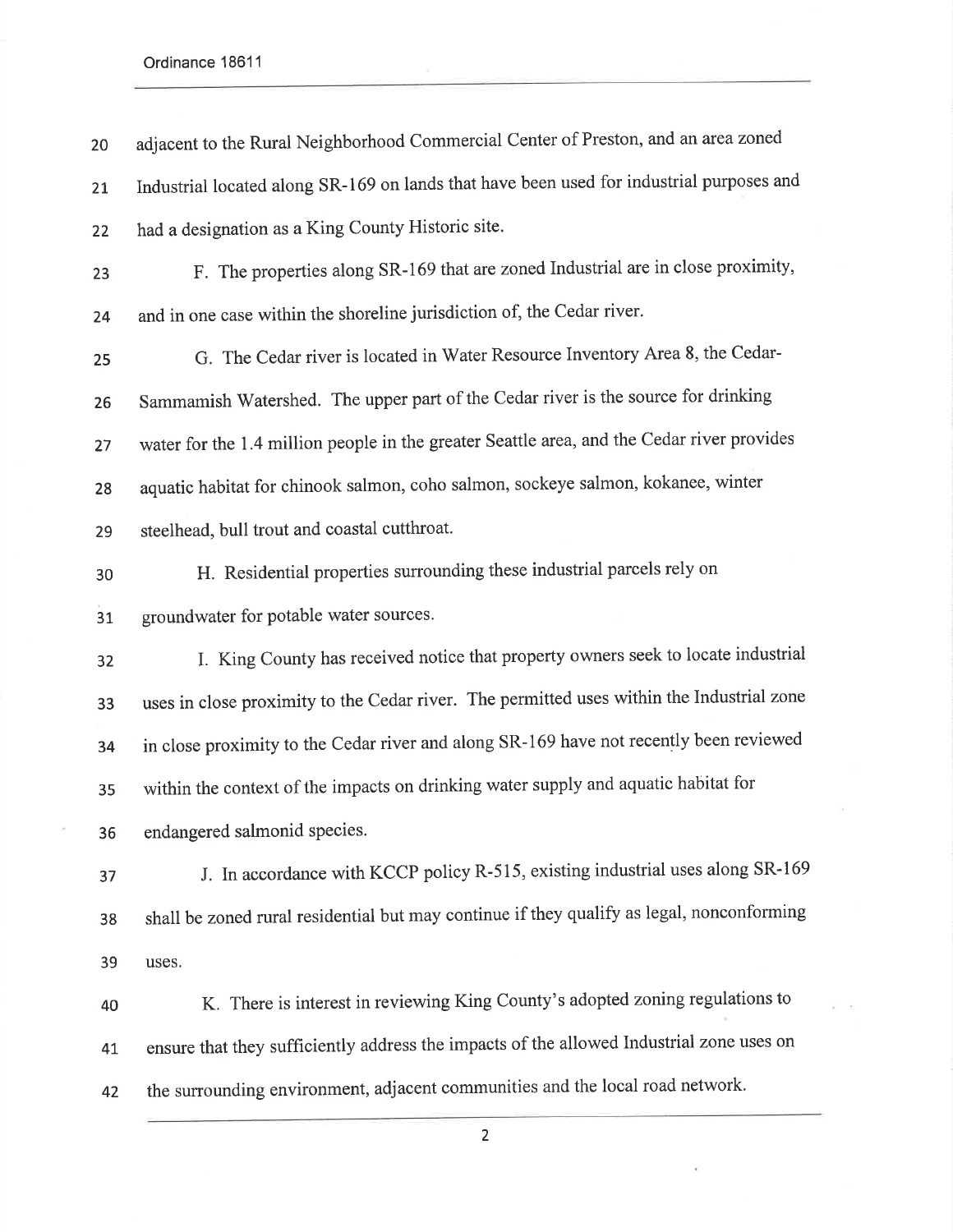adjacent to the Rural Neighborhood Commercial Center of Preston, and an area zoned Industrial located along SR-169 on lands that have been used for industrial purposes and had a designation as a King County Historic site.

F. The properties along SR-169 that are zoned Industrial are in close proximity, and in one case within the shoreline jurisdiction of, the Cedar river.

G. The Cedar river is located in Water Resource Inventory Area 8, the Cedar-Sammamish Watershed. The upper part of the Cedar river is the source for drinking water for the 1.4 million people in the greater Seattle area, and the Cedar river provides aquatic habitat for chinook salmon, coho salmon, sockeye salmon, kokanee, winter steelhead, bull trout and coastal cutthroat.

H. Residential properties surrounding these industrial parcels rely on groundwater for potable water sources.

I. King County has received notice that property owners seek to locate industrial uses in close proximity to the Cedar river. The permitted uses within the Industrial zone in close proximity to the Cedar river and along SR-169 have not recently been reviewed within the context of the impacts on drinking water supply and aquatic habitat for endangered salmonid species.

J. In accordance with KCCP policy R-515, existing industrial uses along SR-169 shall be zoned rural residential but may continue if they qualify as legal, nonconforming uses.

K. There is interest in reviewing King County's adopted zoning regulations to ensure that they sufficiently address the impacts of the allowed Industrial zone uses on the surrounding environment, adjacent communities and the local road network.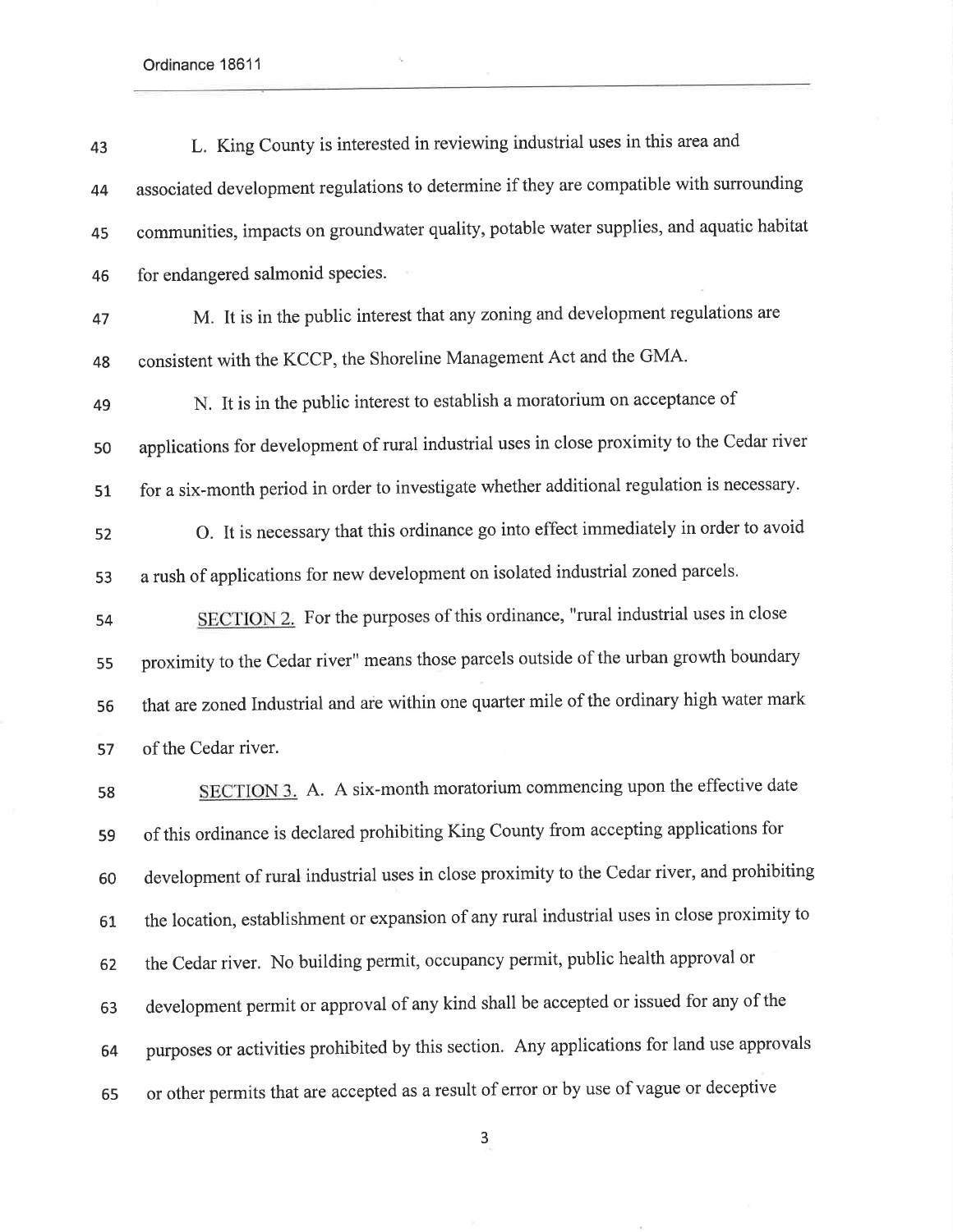L. King County is interested in reviewing industrial uses in this area and associated development regulations to determine if they are compatible with surrounding communities, impacts on groundwater quality, potable water supplies, and aquatic habitat for endangered salmonid species.

M. It is in the public interest that any zoning and development regulations are consistent with the KCCP, the Shoreline Management Act and the GMA.

N. It is in the public interest to establish a moratorium on acceptance of applications for development of rural industrial uses in close proximity to the Cedar river for a six-month period in order to investigate whether additional regulation is necessary.

O. It is necessary that this ordinance go into effect immediately in order to avoid a rush of applications for new development on isolated industrial zoned parcels.

<u>SECTION 2.</u> For the purposes of this ordinance, "rural industrial uses in close proximity to the Cedar river" means those parcels outside of the urban growth boundary that are zoned Industrial and are within one quarter mile of the ordinary high water mark of the Cedar river.

<u>SECTION 3.</u> A. A six-month moratorium commencing upon the effective date of this ordinance is declared prohibiting King County from accepting applications for development of rural industrial uses in close proximity to the Cedar river, and prohibiting the location, establishment or expansion of any rural industrial uses in close proximity to the Cedar river. No building permit, occupancy permit, public health approval or development permit or approval of any kind shall be accepted or issued for any of the purposes or activities prohibited by this section. Any applications for land use approvals or other permits that are accepted as a result of error or by use of vague or deceptive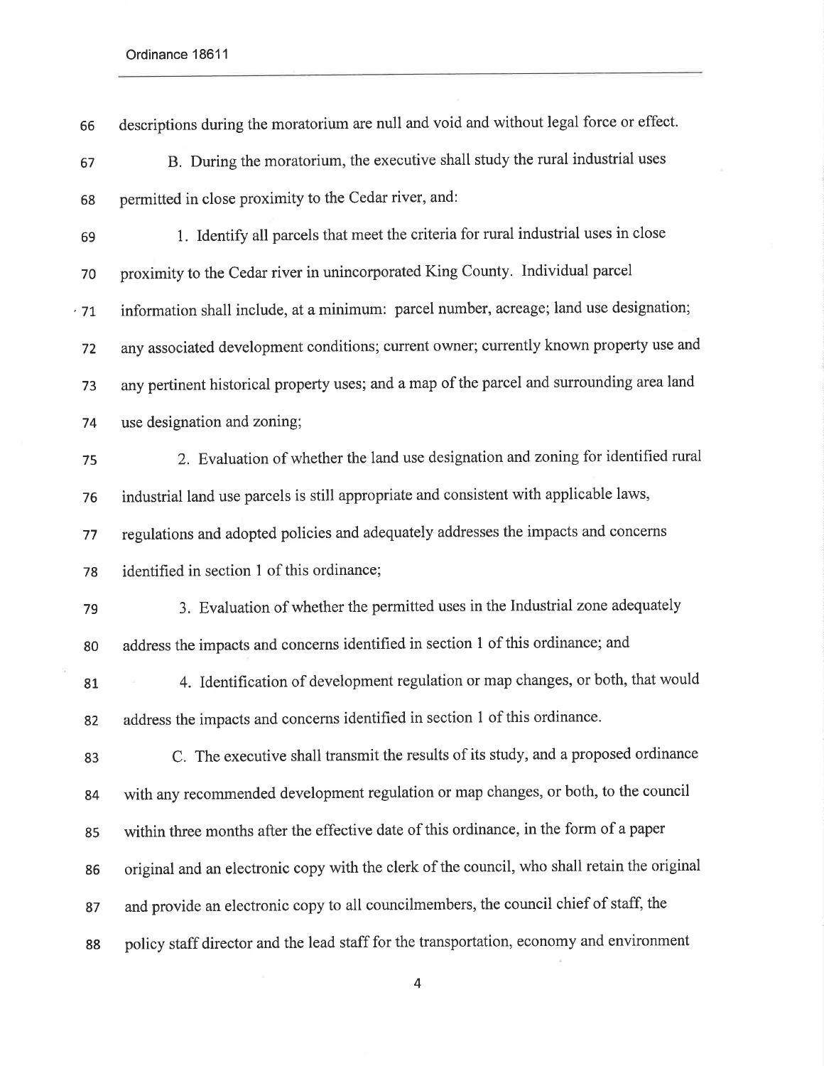descriptions during the moratorium are null and void and without legal force or effect.

B. During the moratorium, the executive shall study the rural industrial uses permitted in close proximity to the Cedar river, and:

1. Identify all parcels that meet the criteria for rural industrial uses in close proximity to the Cedar river in unincorporated King County. Individual parcel information shall include, at a minimum: parcel number, acreage; land use designation; any associated development conditions; current owner; currently known property use and any pertinent historical property uses; and a map of the parcel and surrounding area land use designation and zoning;

2. Evaluation of whether the land use designation and zoning for identified rural industrial land use parcels is still appropriate and consistent with applicable laws, regulations and adopted policies and adequately addresses the impacts and concerns identified in section 1 of this ordinance;

3. Evaluation of whether the permitted uses in the Industrial zone adequately address the impacts and concerns identified in section 1 of this ordinance; and

4. Identification of development regulation or map changes, or both, that would address the impacts and concerns identified in section 1 of this ordinance.

C. The executive shall transmit the results of its study, and a proposed ordinance with any recommended development regulation or map changes, or both, to the council within three months after the effective date of this ordinance, in the form of a paper original and an electronic copy with the clerk of the council, who shall retain the original and provide an electronic copy to all councilmembers, the council chief of staff, the policy staff director and the lead staff for the transportation, economy and environment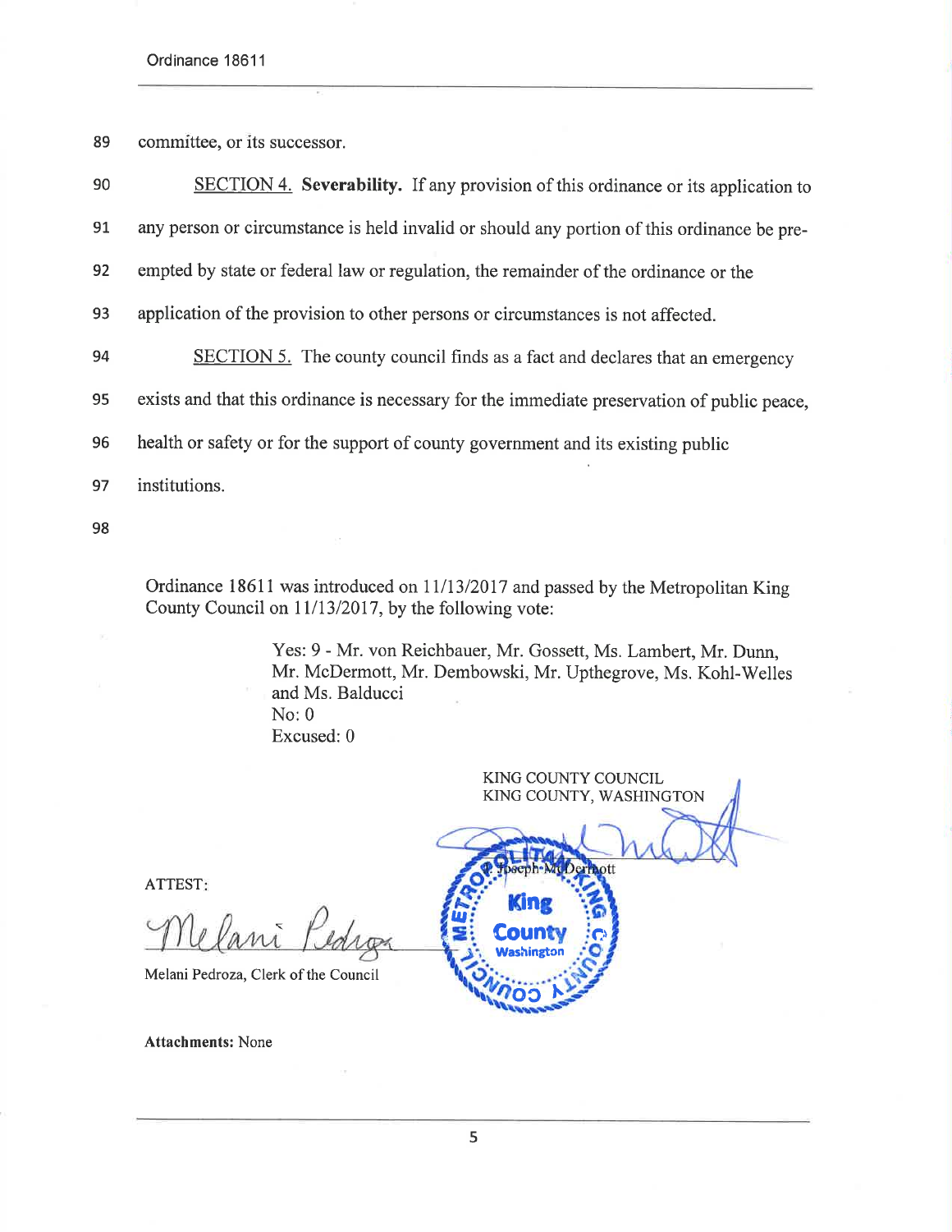committee, or its successor.

SECTION 4. **Severability.** If any provision of this ordinance or its application to any person or circumstance is held invalid or should any portion of this ordinance be pre-empted by state or federal law or regulation, the remainder of the ordinance or the application of the provision to other persons or circumstances is not affected.

SECTION 5. The county council finds as a fact and declares that an emergency exists and that this ordinance is necessary for the immediate preservation of public peace, health or safety or for the support of county government and its existing public institutions.

Ordinance 18611 was introduced on 11/13/2017 and passed by the Metropolitan King County Council on 11/13/2017, by the following vote:

Yes: 9 - Mr. von Reichbauer, Mr. Gossett, Ms. Lambert, Mr. Dunn, Mr. McDermott, Mr. Dembowski, Mr. Upthegrove, Ms. Kohl-Welles and Ms. Balducci
No: 0
Excused: 0

KING COUNTY COUNCIL
KING COUNTY, WASHINGTON

J. Joseph McDermott

ATTEST:

Melani Pedroza, Clerk of the Council

**Attachments:** None